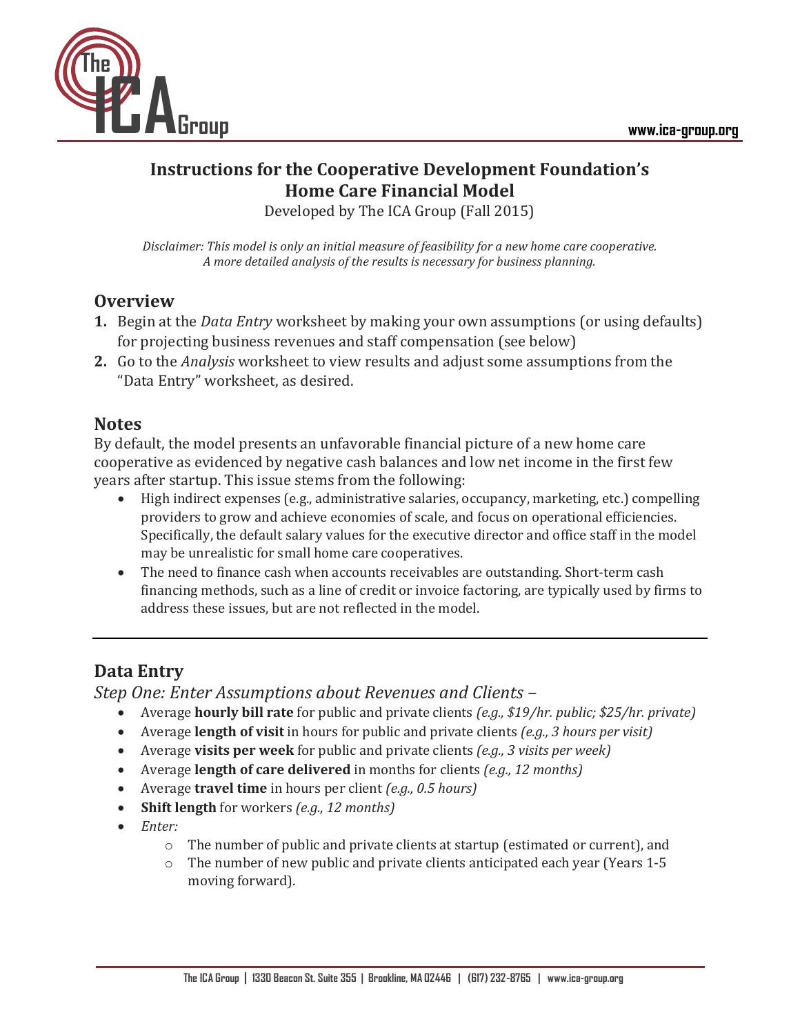# Instructions for the Cooperative Development Foundation's Home Care Financial Model

Developed by The ICA Group (Fall 2015)

*Disclaimer: This model is only an initial measure of feasibility for a new home care cooperative. A more detailed analysis of the results is necessary for business planning.*

## Overview

1. Begin at the *Data Entry* worksheet by making your own assumptions (or using defaults) for projecting business revenues and staff compensation (see below)
2. Go to the *Analysis* worksheet to view results and adjust some assumptions from the "Data Entry" worksheet, as desired.

## Notes

By default, the model presents an unfavorable financial picture of a new home care cooperative as evidenced by negative cash balances and low net income in the first few years after startup. This issue stems from the following:

- High indirect expenses (e.g., administrative salaries, occupancy, marketing, etc.) compelling providers to grow and achieve economies of scale, and focus on operational efficiencies. Specifically, the default salary values for the executive director and office staff in the model may be unrealistic for small home care cooperatives.
- The need to finance cash when accounts receivables are outstanding. Short-term cash financing methods, such as a line of credit or invoice factoring, are typically used by firms to address these issues, but are not reflected in the model.

---

## Data Entry

### *Step One: Enter Assumptions about Revenues and Clients –*

- Average **hourly bill rate** for public and private clients *(e.g., $19/hr. public; $25/hr. private)*
- Average **length of visit** in hours for public and private clients *(e.g., 3 hours per visit)*
- Average **visits per week** for public and private clients *(e.g., 3 visits per week)*
- Average **length of care delivered** in months for clients *(e.g., 12 months)*
- Average **travel time** in hours per client *(e.g., 0.5 hours)*
- **Shift length** for workers *(e.g., 12 months)*
- *Enter:*
  - The number of public and private clients at startup (estimated or current), and
  - The number of new public and private clients anticipated each year (Years 1-5 moving forward).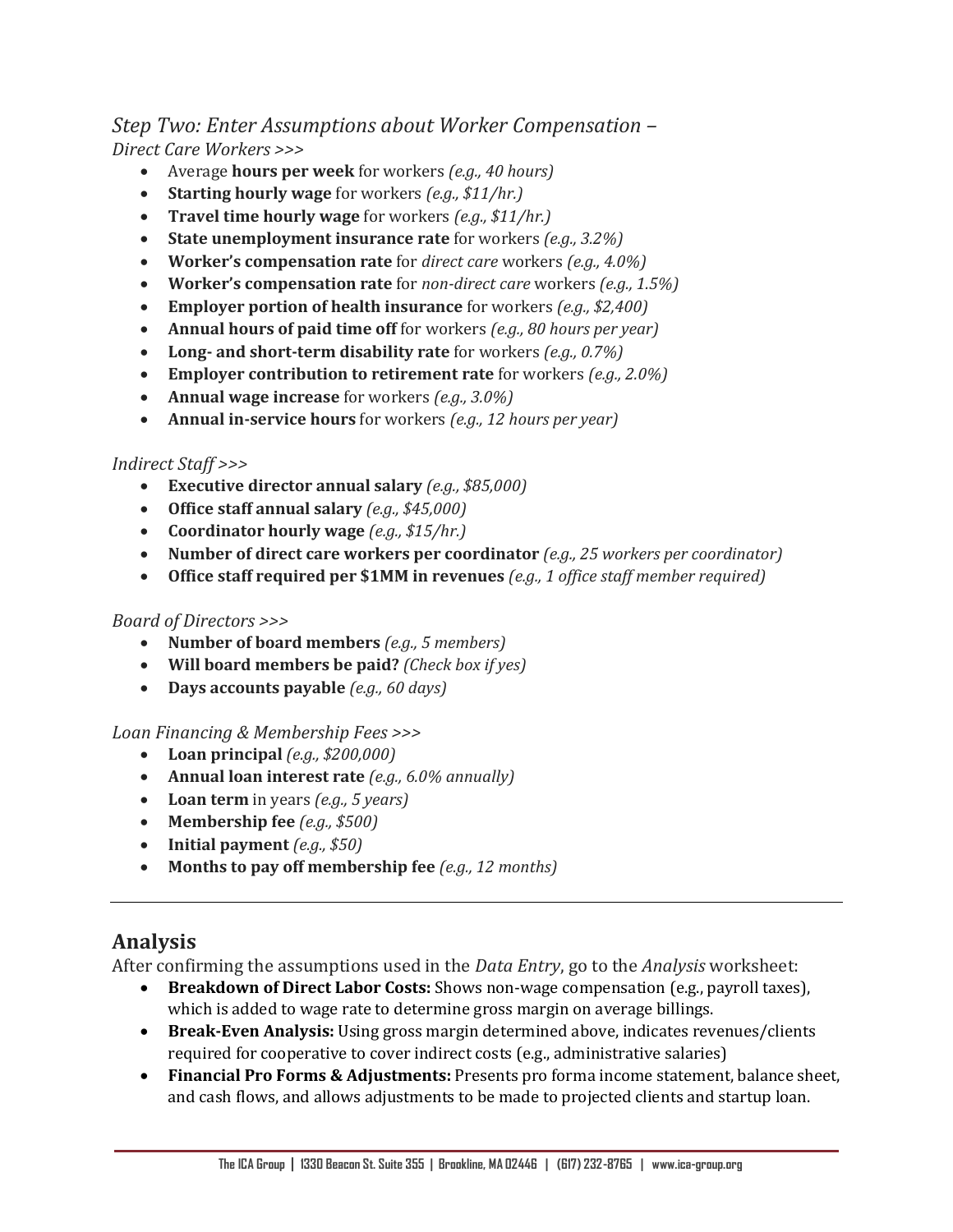*Step Two: Enter Assumptions about Worker Compensation –*

*Direct Care Workers >>>*

- Average **hours per week** for workers *(e.g., 40 hours)*
- **Starting hourly wage** for workers *(e.g., $11/hr.)*
- **Travel time hourly wage** for workers *(e.g., $11/hr.)*
- **State unemployment insurance rate** for workers *(e.g., 3.2%)*
- **Worker's compensation rate** for *direct care* workers *(e.g., 4.0%)*
- **Worker's compensation rate** for *non-direct care* workers *(e.g., 1.5%)*
- **Employer portion of health insurance** for workers *(e.g., $2,400)*
- **Annual hours of paid time off** for workers *(e.g., 80 hours per year)*
- **Long- and short-term disability rate** for workers *(e.g., 0.7%)*
- **Employer contribution to retirement rate** for workers *(e.g., 2.0%)*
- **Annual wage increase** for workers *(e.g., 3.0%)*
- **Annual in-service hours** for workers *(e.g., 12 hours per year)*

*Indirect Staff >>>*

- **Executive director annual salary** *(e.g., $85,000)*
- **Office staff annual salary** *(e.g., $45,000)*
- **Coordinator hourly wage** *(e.g., $15/hr.)*
- **Number of direct care workers per coordinator** *(e.g., 25 workers per coordinator)*
- **Office staff required per $1MM in revenues** *(e.g., 1 office staff member required)*

*Board of Directors >>>*

- **Number of board members** *(e.g., 5 members)*
- **Will board members be paid?** *(Check box if yes)*
- **Days accounts payable** *(e.g., 60 days)*

*Loan Financing & Membership Fees >>>*

- **Loan principal** *(e.g., $200,000)*
- **Annual loan interest rate** *(e.g., 6.0% annually)*
- **Loan term** in years *(e.g., 5 years)*
- **Membership fee** *(e.g., $500)*
- **Initial payment** *(e.g., $50)*
- **Months to pay off membership fee** *(e.g., 12 months)*

---

## Analysis

After confirming the assumptions used in the *Data Entry*, go to the *Analysis* worksheet:

- **Breakdown of Direct Labor Costs:** Shows non-wage compensation (e.g., payroll taxes), which is added to wage rate to determine gross margin on average billings.
- **Break-Even Analysis:** Using gross margin determined above, indicates revenues/clients required for cooperative to cover indirect costs (e.g., administrative salaries)
- **Financial Pro Forms & Adjustments:** Presents pro forma income statement, balance sheet, and cash flows, and allows adjustments to be made to projected clients and startup loan.